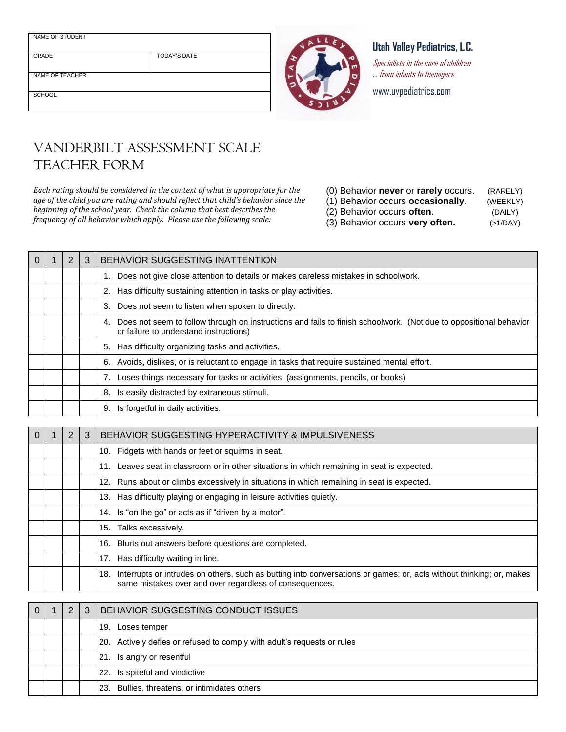| NAME OF STUDENT | |
|---|---|
| GRADE | TODAY'S DATE |
| NAME OF TEACHER | |
| SCHOOL | |

**Utah Valley Pediatrics, L.C.**

*Specialists in the care of children … from infants to teenagers*

www.uvpediatrics.com

# VANDERBILT ASSESSMENT SCALE TEACHER FORM

*Each rating should be considered in the context of what is appropriate for the age of the child you are rating and should reflect that child's behavior since the beginning of the school year. Check the column that best describes the frequency of all behavior which apply. Please use the following scale:*

(0) Behavior **never** or **rarely** occurs. (RARELY)
(1) Behavior occurs **occasionally**. (WEEKLY)
(2) Behavior occurs **often**. (DAILY)
(3) Behavior occurs **very often.** (>1/DAY)

| 0 | 1 | 2 | 3 | BEHAVIOR SUGGESTING INATTENTION |
|---|---|---|---|---|
| | | | | 1. Does not give close attention to details or makes careless mistakes in schoolwork. |
| | | | | 2. Has difficulty sustaining attention in tasks or play activities. |
| | | | | 3. Does not seem to listen when spoken to directly. |
| | | | | 4. Does not seem to follow through on instructions and fails to finish schoolwork. (Not due to oppositional behavior or failure to understand instructions) |
| | | | | 5. Has difficulty organizing tasks and activities. |
| | | | | 6. Avoids, dislikes, or is reluctant to engage in tasks that require sustained mental effort. |
| | | | | 7. Loses things necessary for tasks or activities. (assignments, pencils, or books) |
| | | | | 8. Is easily distracted by extraneous stimuli. |
| | | | | 9. Is forgetful in daily activities. |

| 0 | 1 | 2 | 3 | BEHAVIOR SUGGESTING HYPERACTIVITY & IMPULSIVENESS |
|---|---|---|---|---|
| | | | | 10. Fidgets with hands or feet or squirms in seat. |
| | | | | 11. Leaves seat in classroom or in other situations in which remaining in seat is expected. |
| | | | | 12. Runs about or climbs excessively in situations in which remaining in seat is expected. |
| | | | | 13. Has difficulty playing or engaging in leisure activities quietly. |
| | | | | 14. Is "on the go" or acts as if "driven by a motor". |
| | | | | 15. Talks excessively. |
| | | | | 16. Blurts out answers before questions are completed. |
| | | | | 17. Has difficulty waiting in line. |
| | | | | 18. Interrupts or intrudes on others, such as butting into conversations or games; or, acts without thinking; or, makes same mistakes over and over regardless of consequences. |

| 0 | 1 | 2 | 3 | BEHAVIOR SUGGESTING CONDUCT ISSUES |
|---|---|---|---|---|
| | | | | 19. Loses temper |
| | | | | 20. Actively defies or refused to comply with adult's requests or rules |
| | | | | 21. Is angry or resentful |
| | | | | 22. Is spiteful and vindictive |
| | | | | 23. Bullies, threatens, or intimidates others |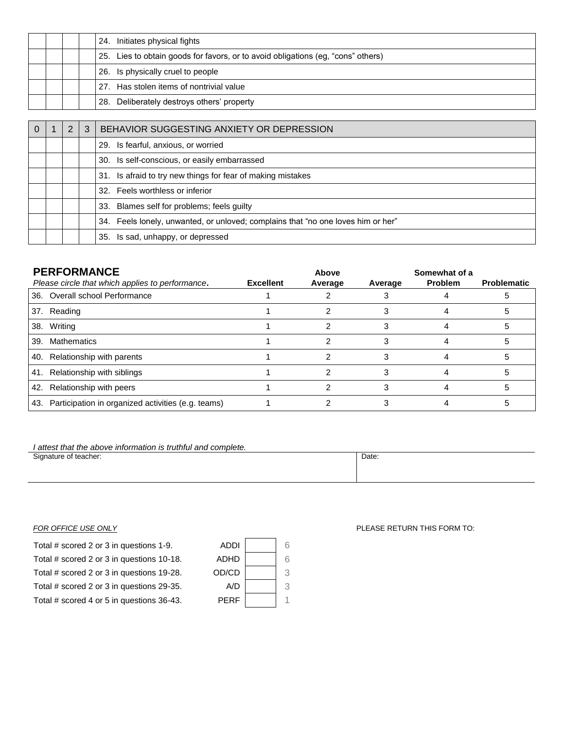| | | | | |
|---|---|---|---|---|
| | | | | 24. Initiates physical fights |
| | | | | 25. Lies to obtain goods for favors, or to avoid obligations (eg, "cons" others) |
| | | | | 26. Is physically cruel to people |
| | | | | 27. Has stolen items of nontrivial value |
| | | | | 28. Deliberately destroys others' property |

| 0 | 1 | 2 | 3 | BEHAVIOR SUGGESTING ANXIETY OR DEPRESSION |
|---|---|---|---|---|
| | | | | 29. Is fearful, anxious, or worried |
| | | | | 30. Is self-conscious, or easily embarrassed |
| | | | | 31. Is afraid to try new things for fear of making mistakes |
| | | | | 32. Feels worthless or inferior |
| | | | | 33. Blames self for problems; feels guilty |
| | | | | 34. Feels lonely, unwanted, or unloved; complains that "no one loves him or her" |
| | | | | 35. Is sad, unhappy, or depressed |

## PERFORMANCE

| *Please circle that which applies to performance.* | Excellent | Above Average | Average | Somewhat of a Problem | Problematic |
|---|---|---|---|---|---|
| 36. Overall school Performance | 1 | 2 | 3 | 4 | 5 |
| 37. Reading | 1 | 2 | 3 | 4 | 5 |
| 38. Writing | 1 | 2 | 3 | 4 | 5 |
| 39. Mathematics | 1 | 2 | 3 | 4 | 5 |
| 40. Relationship with parents | 1 | 2 | 3 | 4 | 5 |
| 41. Relationship with siblings | 1 | 2 | 3 | 4 | 5 |
| 42. Relationship with peers | 1 | 2 | 3 | 4 | 5 |
| 43. Participation in organized activities (e.g. teams) | 1 | 2 | 3 | 4 | 5 |

*I attest that the above information is truthful and complete.*

| Signature of teacher: | Date: |
|---|---|
| | |

*FOR OFFICE USE ONLY*

| | | | |
|---|---|---|---|
| Total # scored 2 or 3 in questions 1-9. | ADDI | | 6 |
| Total # scored 2 or 3 in questions 10-18. | ADHD | | 6 |
| Total # scored 2 or 3 in questions 19-28. | OD/CD | | 3 |
| Total # scored 2 or 3 in questions 29-35. | A/D | | 3 |
| Total # scored 4 or 5 in questions 36-43. | PERF | | 1 |

PLEASE RETURN THIS FORM TO: